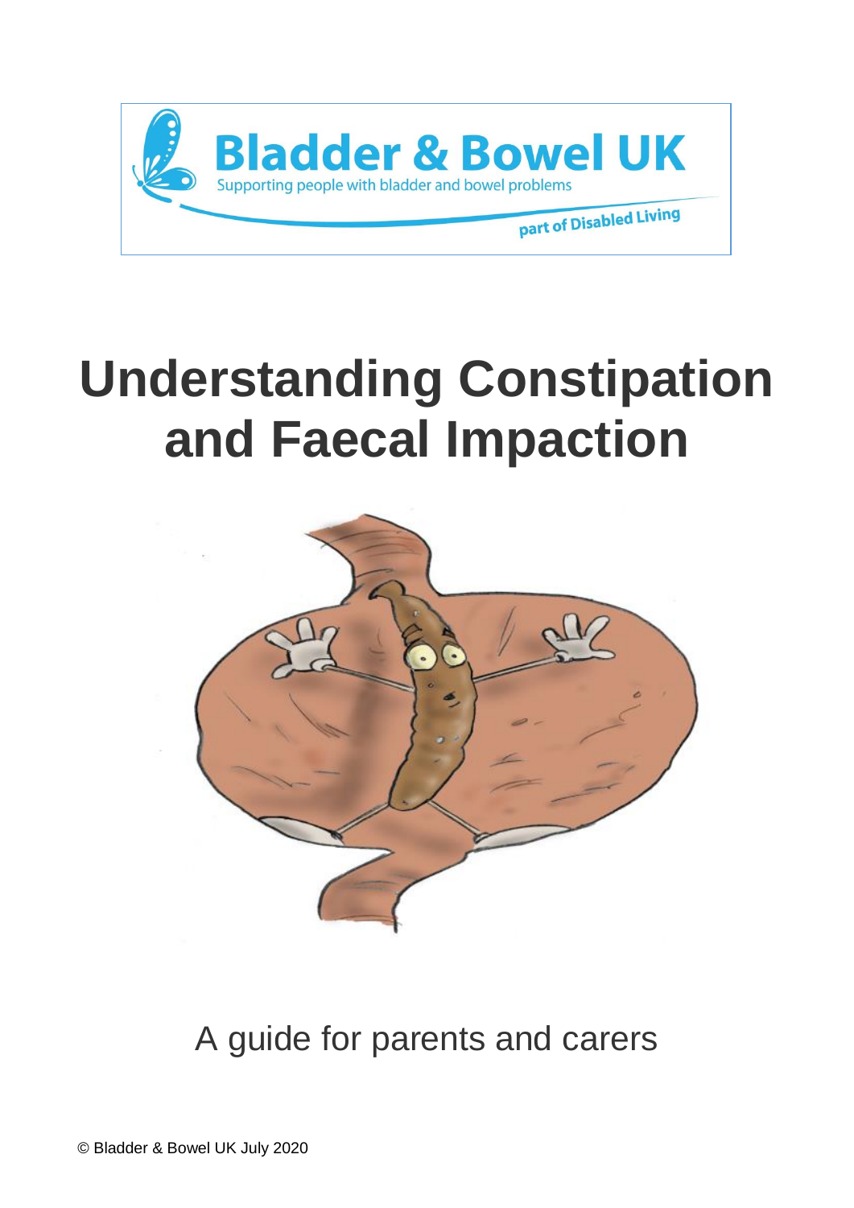Bladder & Bowel UK

Supporting people with bladder and bowel problems

part of Disabled Living

# Understanding Constipation and Faecal Impaction

A guide for parents and carers

© Bladder & Bowel UK July 2020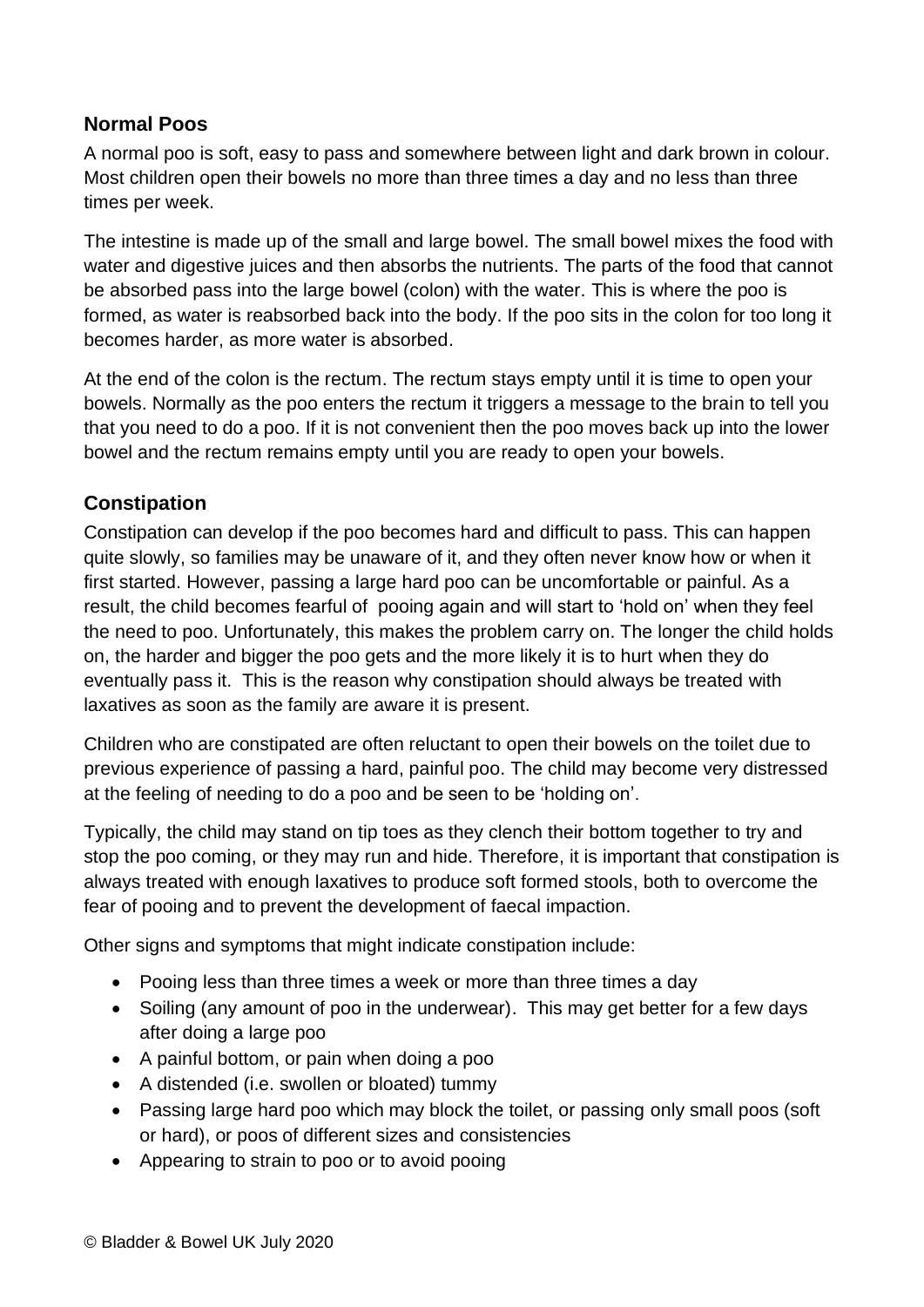## Normal Poos

A normal poo is soft, easy to pass and somewhere between light and dark brown in colour. Most children open their bowels no more than three times a day and no less than three times per week.

The intestine is made up of the small and large bowel. The small bowel mixes the food with water and digestive juices and then absorbs the nutrients. The parts of the food that cannot be absorbed pass into the large bowel (colon) with the water. This is where the poo is formed, as water is reabsorbed back into the body. If the poo sits in the colon for too long it becomes harder, as more water is absorbed.

At the end of the colon is the rectum. The rectum stays empty until it is time to open your bowels. Normally as the poo enters the rectum it triggers a message to the brain to tell you that you need to do a poo. If it is not convenient then the poo moves back up into the lower bowel and the rectum remains empty until you are ready to open your bowels.

## Constipation

Constipation can develop if the poo becomes hard and difficult to pass. This can happen quite slowly, so families may be unaware of it, and they often never know how or when it first started. However, passing a large hard poo can be uncomfortable or painful. As a result, the child becomes fearful of pooing again and will start to 'hold on' when they feel the need to poo. Unfortunately, this makes the problem carry on. The longer the child holds on, the harder and bigger the poo gets and the more likely it is to hurt when they do eventually pass it. This is the reason why constipation should always be treated with laxatives as soon as the family are aware it is present.

Children who are constipated are often reluctant to open their bowels on the toilet due to previous experience of passing a hard, painful poo. The child may become very distressed at the feeling of needing to do a poo and be seen to be 'holding on'.

Typically, the child may stand on tip toes as they clench their bottom together to try and stop the poo coming, or they may run and hide. Therefore, it is important that constipation is always treated with enough laxatives to produce soft formed stools, both to overcome the fear of pooing and to prevent the development of faecal impaction.

Other signs and symptoms that might indicate constipation include:

- Pooing less than three times a week or more than three times a day
- Soiling (any amount of poo in the underwear). This may get better for a few days after doing a large poo
- A painful bottom, or pain when doing a poo
- A distended (i.e. swollen or bloated) tummy
- Passing large hard poo which may block the toilet, or passing only small poos (soft or hard), or poos of different sizes and consistencies
- Appearing to strain to poo or to avoid pooing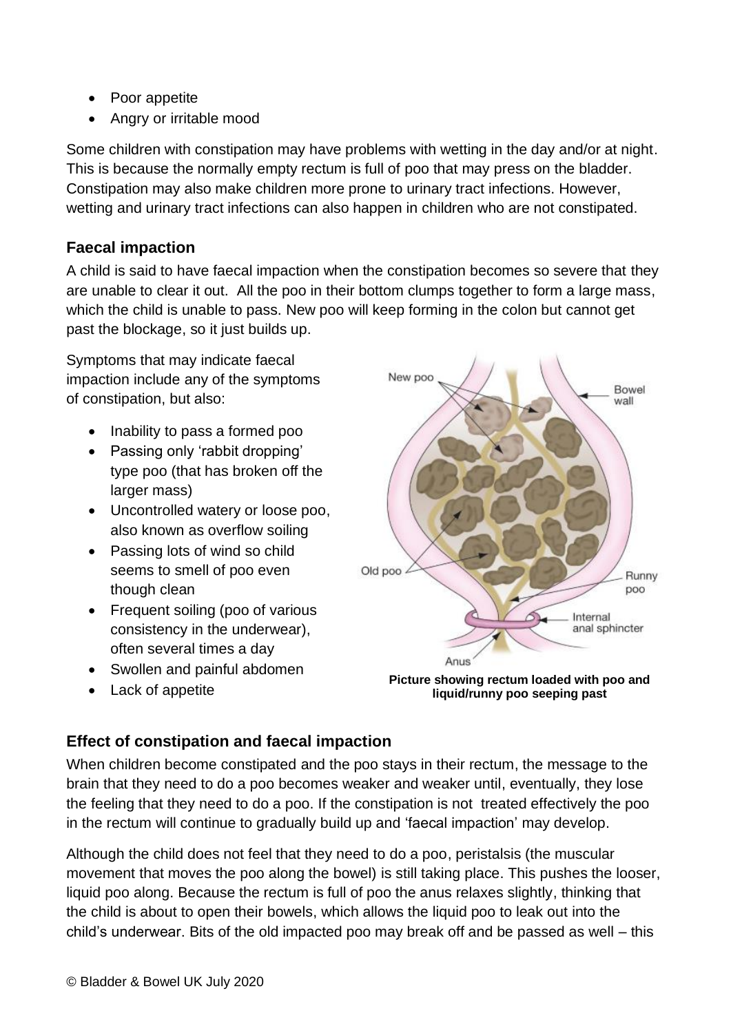- Poor appetite
- Angry or irritable mood

Some children with constipation may have problems with wetting in the day and/or at night. This is because the normally empty rectum is full of poo that may press on the bladder. Constipation may also make children more prone to urinary tract infections. However, wetting and urinary tract infections can also happen in children who are not constipated.

### Faecal impaction

A child is said to have faecal impaction when the constipation becomes so severe that they are unable to clear it out. All the poo in their bottom clumps together to form a large mass, which the child is unable to pass. New poo will keep forming in the colon but cannot get past the blockage, so it just builds up.

Symptoms that may indicate faecal impaction include any of the symptoms of constipation, but also:

- Inability to pass a formed poo
- Passing only 'rabbit dropping' type poo (that has broken off the larger mass)
- Uncontrolled watery or loose poo, also known as overflow soiling
- Passing lots of wind so child seems to smell of poo even though clean
- Frequent soiling (poo of various consistency in the underwear), often several times a day
- Swollen and painful abdomen
- Lack of appetite

**Picture showing rectum loaded with poo and liquid/runny poo seeping past**

### Effect of constipation and faecal impaction

When children become constipated and the poo stays in their rectum, the message to the brain that they need to do a poo becomes weaker and weaker until, eventually, they lose the feeling that they need to do a poo. If the constipation is not treated effectively the poo in the rectum will continue to gradually build up and 'faecal impaction' may develop.

Although the child does not feel that they need to do a poo, peristalsis (the muscular movement that moves the poo along the bowel) is still taking place. This pushes the looser, liquid poo along. Because the rectum is full of poo the anus relaxes slightly, thinking that the child is about to open their bowels, which allows the liquid poo to leak out into the child's underwear. Bits of the old impacted poo may break off and be passed as well – this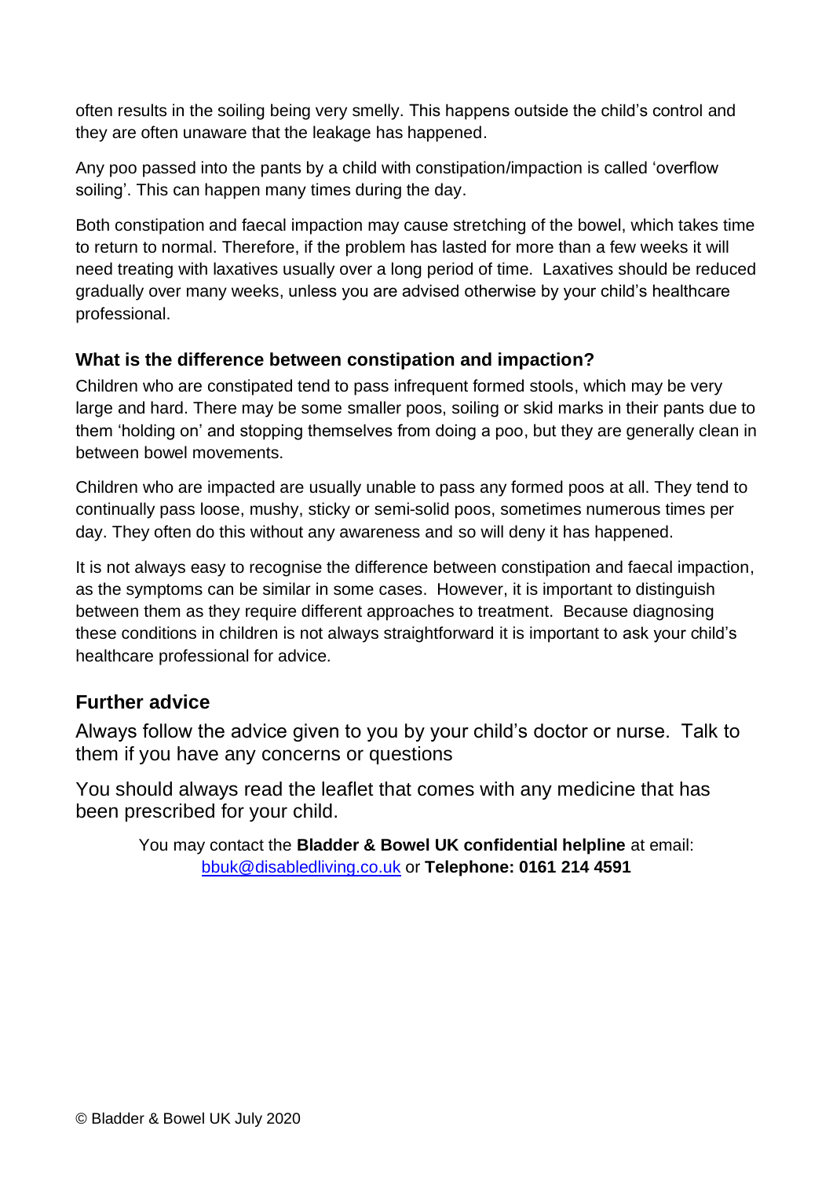often results in the soiling being very smelly. This happens outside the child's control and they are often unaware that the leakage has happened.

Any poo passed into the pants by a child with constipation/impaction is called 'overflow soiling'. This can happen many times during the day.

Both constipation and faecal impaction may cause stretching of the bowel, which takes time to return to normal. Therefore, if the problem has lasted for more than a few weeks it will need treating with laxatives usually over a long period of time. Laxatives should be reduced gradually over many weeks, unless you are advised otherwise by your child's healthcare professional.

### What is the difference between constipation and impaction?

Children who are constipated tend to pass infrequent formed stools, which may be very large and hard. There may be some smaller poos, soiling or skid marks in their pants due to them 'holding on' and stopping themselves from doing a poo, but they are generally clean in between bowel movements.

Children who are impacted are usually unable to pass any formed poos at all. They tend to continually pass loose, mushy, sticky or semi-solid poos, sometimes numerous times per day. They often do this without any awareness and so will deny it has happened.

It is not always easy to recognise the difference between constipation and faecal impaction, as the symptoms can be similar in some cases. However, it is important to distinguish between them as they require different approaches to treatment. Because diagnosing these conditions in children is not always straightforward it is important to ask your child's healthcare professional for advice.

## Further advice

Always follow the advice given to you by your child's doctor or nurse. Talk to them if you have any concerns or questions

You should always read the leaflet that comes with any medicine that has been prescribed for your child.

You may contact the **Bladder & Bowel UK confidential helpline** at email: bbuk@disabledliving.co.uk or **Telephone: 0161 214 4591**

© Bladder & Bowel UK July 2020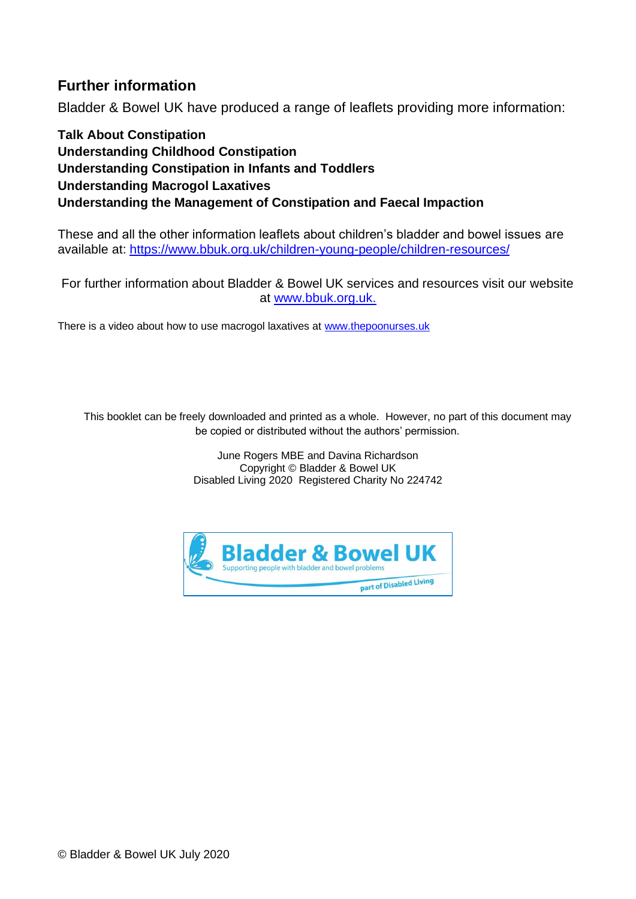## Further information

Bladder & Bowel UK have produced a range of leaflets providing more information:

**Talk About Constipation**
**Understanding Childhood Constipation**
**Understanding Constipation in Infants and Toddlers**
**Understanding Macrogol Laxatives**
**Understanding the Management of Constipation and Faecal Impaction**

These and all the other information leaflets about children's bladder and bowel issues are available at: https://www.bbuk.org.uk/children-young-people/children-resources/

For further information about Bladder & Bowel UK services and resources visit our website at www.bbuk.org.uk.

There is a video about how to use macrogol laxatives at www.thepoonurses.uk

This booklet can be freely downloaded and printed as a whole. However, no part of this document may be copied or distributed without the authors' permission.

June Rogers MBE and Davina Richardson
Copyright © Bladder & Bowel UK
Disabled Living 2020 Registered Charity No 224742

Bladder & Bowel UK
Supporting people with bladder and bowel problems
part of Disabled Living

© Bladder & Bowel UK July 2020